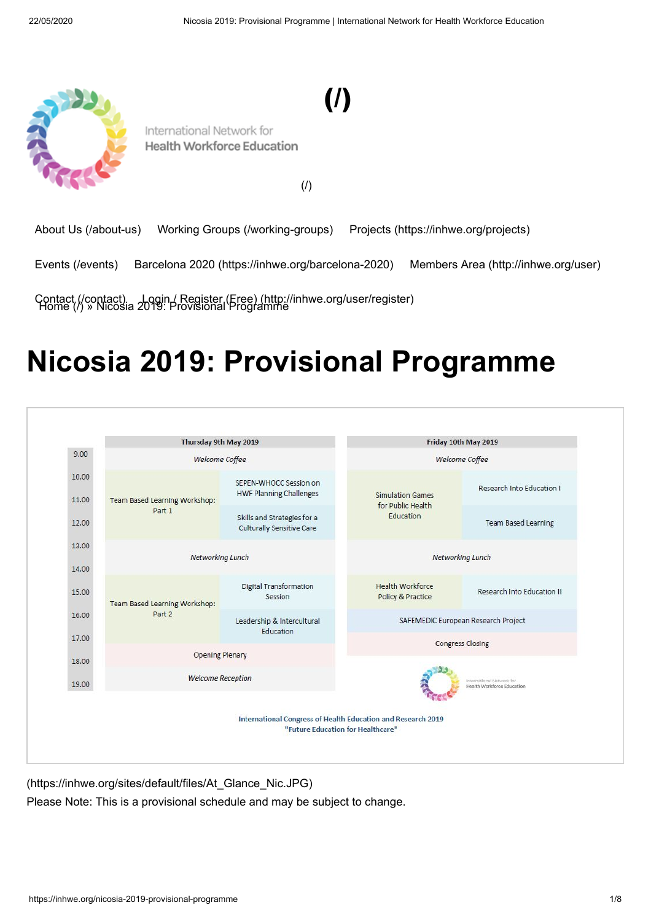International Network for Health Workforce Education

(/)

(/)

About Us (/about-us) Working Groups (/working-groups) Projects (https://inhwe.org/projects)

Events (/events) Barcelona 2020 (https://inhwe.org/barcelona-2020) Members Area (http://inhwe.org/user)

Contact (/contact) Login / Register (Free) (http://inhwe.org/user/register)

Home (/) » Nicosia 2019: Provisional Programme

# Nicosia 2019: Provisional Programme

| | Thursday 9th May 2019 | | Friday 10th May 2019 | |
|---|---|---|---|---|
| 9.00 | *Welcome Coffee* | | *Welcome Coffee* | |
| 10.00 | Team Based Learning Workshop: Part 1 | SEPEN-WHOCC Session on HWF Planning Challenges | Simulation Games for Public Health Education | Research Into Education I |
| 11.00 | | | | |
| 12.00 | | Skills and Strategies for a Culturally Sensitive Care | | Team Based Learning |
| 13.00 | *Networking Lunch* | | *Networking Lunch* | |
| 14.00 | | | | |
| 15.00 | Team Based Learning Workshop: Part 2 | Digital Transformation Session | Health Workforce Policy & Practice | Research Into Education II |
| 16.00 | | Leadership & Intercultural Education | SAFEMEDIC European Research Project | |
| 17.00 | | | Congress Closing | |
| 18.00 | Opening Plenary | | | |
| 19.00 | *Welcome Reception* | | | |

International Network for Health Workforce Education

International Congress of Health Education and Research 2019
"Future Education for Healthcare"

(https://inhwe.org/sites/default/files/At_Glance_Nic.JPG)

Please Note: This is a provisional schedule and may be subject to change.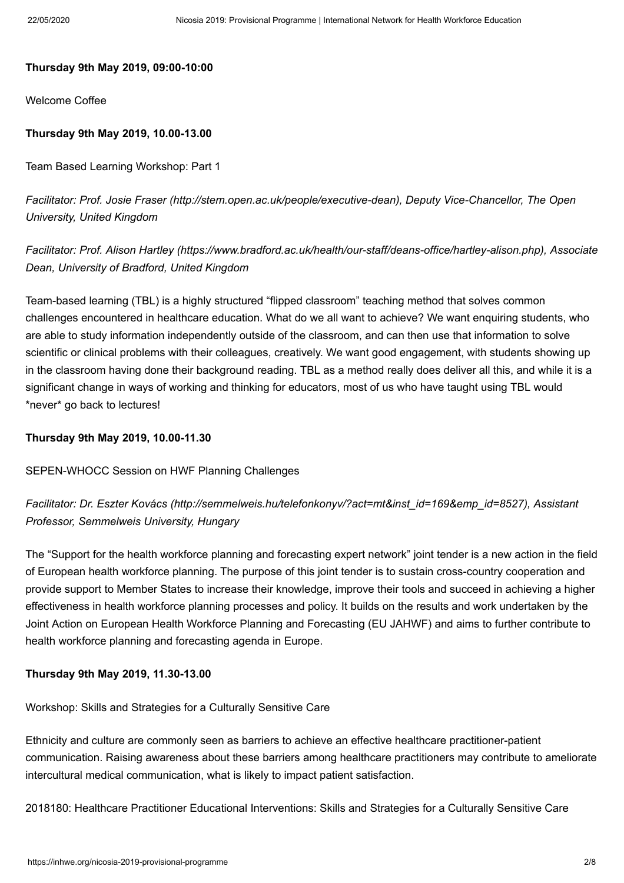**Thursday 9th May 2019, 09:00-10:00**

Welcome Coffee

**Thursday 9th May 2019, 10.00-13.00**

Team Based Learning Workshop: Part 1

*Facilitator: Prof. Josie Fraser (http://stem.open.ac.uk/people/executive-dean), Deputy Vice-Chancellor, The Open University, United Kingdom*

*Facilitator: Prof. Alison Hartley (https://www.bradford.ac.uk/health/our-staff/deans-office/hartley-alison.php), Associate Dean, University of Bradford, United Kingdom*

Team-based learning (TBL) is a highly structured "flipped classroom" teaching method that solves common challenges encountered in healthcare education. What do we all want to achieve? We want enquiring students, who are able to study information independently outside of the classroom, and can then use that information to solve scientific or clinical problems with their colleagues, creatively. We want good engagement, with students showing up in the classroom having done their background reading. TBL as a method really does deliver all this, and while it is a significant change in ways of working and thinking for educators, most of us who have taught using TBL would *never* go back to lectures!

**Thursday 9th May 2019, 10.00-11.30**

SEPEN-WHOCC Session on HWF Planning Challenges

*Facilitator: Dr. Eszter Kovács (http://semmelweis.hu/telefonkonyv/?act=mt&inst_id=169&emp_id=8527), Assistant Professor, Semmelweis University, Hungary*

The "Support for the health workforce planning and forecasting expert network" joint tender is a new action in the field of European health workforce planning. The purpose of this joint tender is to sustain cross-country cooperation and provide support to Member States to increase their knowledge, improve their tools and succeed in achieving a higher effectiveness in health workforce planning processes and policy. It builds on the results and work undertaken by the Joint Action on European Health Workforce Planning and Forecasting (EU JAHWF) and aims to further contribute to health workforce planning and forecasting agenda in Europe.

**Thursday 9th May 2019, 11.30-13.00**

Workshop: Skills and Strategies for a Culturally Sensitive Care

Ethnicity and culture are commonly seen as barriers to achieve an effective healthcare practitioner-patient communication. Raising awareness about these barriers among healthcare practitioners may contribute to ameliorate intercultural medical communication, what is likely to impact patient satisfaction.

2018180: Healthcare Practitioner Educational Interventions: Skills and Strategies for a Culturally Sensitive Care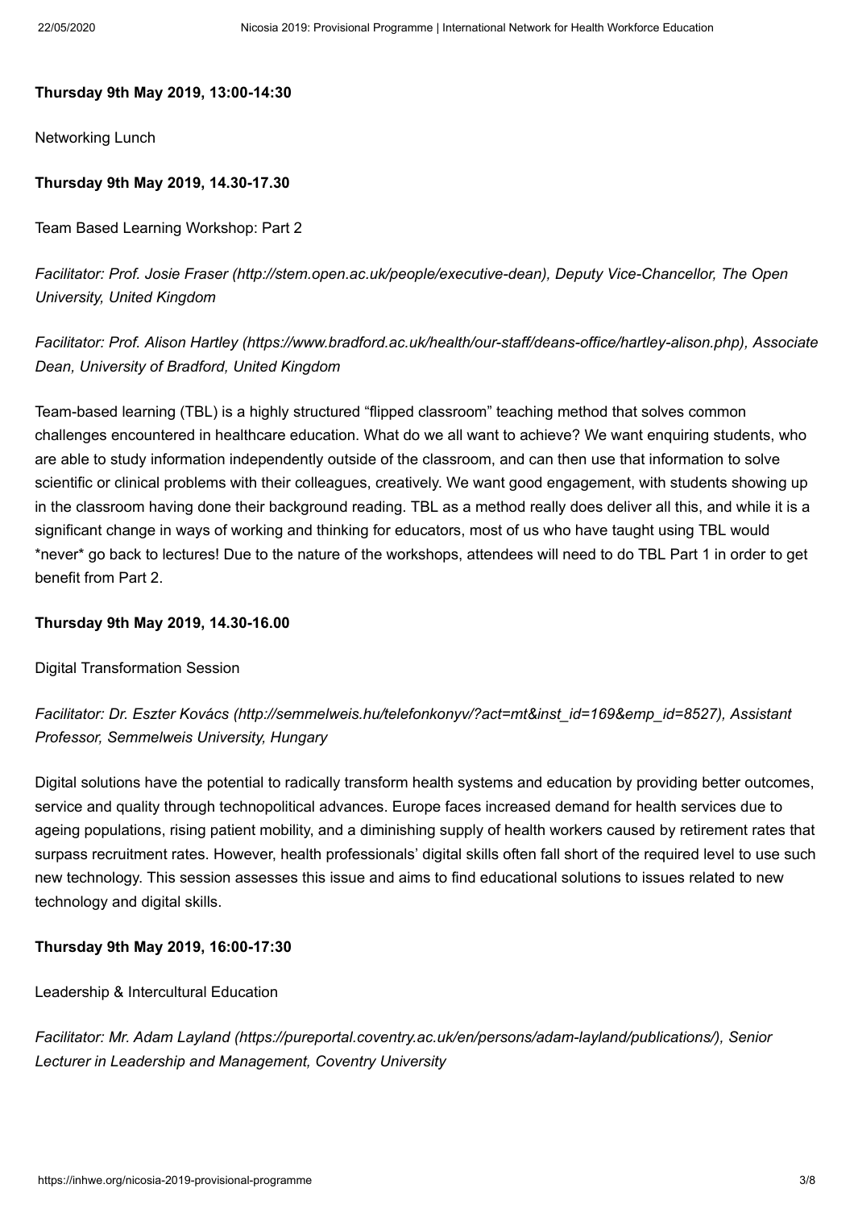**Thursday 9th May 2019, 13:00-14:30**

Networking Lunch

**Thursday 9th May 2019, 14.30-17.30**

Team Based Learning Workshop: Part 2

*Facilitator: Prof. Josie Fraser (http://stem.open.ac.uk/people/executive-dean), Deputy Vice-Chancellor, The Open University, United Kingdom*

*Facilitator: Prof. Alison Hartley (https://www.bradford.ac.uk/health/our-staff/deans-office/hartley-alison.php), Associate Dean, University of Bradford, United Kingdom*

Team-based learning (TBL) is a highly structured "flipped classroom" teaching method that solves common challenges encountered in healthcare education. What do we all want to achieve? We want enquiring students, who are able to study information independently outside of the classroom, and can then use that information to solve scientific or clinical problems with their colleagues, creatively. We want good engagement, with students showing up in the classroom having done their background reading. TBL as a method really does deliver all this, and while it is a significant change in ways of working and thinking for educators, most of us who have taught using TBL would *never* go back to lectures! Due to the nature of the workshops, attendees will need to do TBL Part 1 in order to get benefit from Part 2.

**Thursday 9th May 2019, 14.30-16.00**

Digital Transformation Session

*Facilitator: Dr. Eszter Kovács (http://semmelweis.hu/telefonkonyv/?act=mt&inst_id=169&emp_id=8527), Assistant Professor, Semmelweis University, Hungary*

Digital solutions have the potential to radically transform health systems and education by providing better outcomes, service and quality through technopolitical advances. Europe faces increased demand for health services due to ageing populations, rising patient mobility, and a diminishing supply of health workers caused by retirement rates that surpass recruitment rates. However, health professionals' digital skills often fall short of the required level to use such new technology. This session assesses this issue and aims to find educational solutions to issues related to new technology and digital skills.

**Thursday 9th May 2019, 16:00-17:30**

Leadership & Intercultural Education

*Facilitator: Mr. Adam Layland (https://pureportal.coventry.ac.uk/en/persons/adam-layland/publications/), Senior Lecturer in Leadership and Management, Coventry University*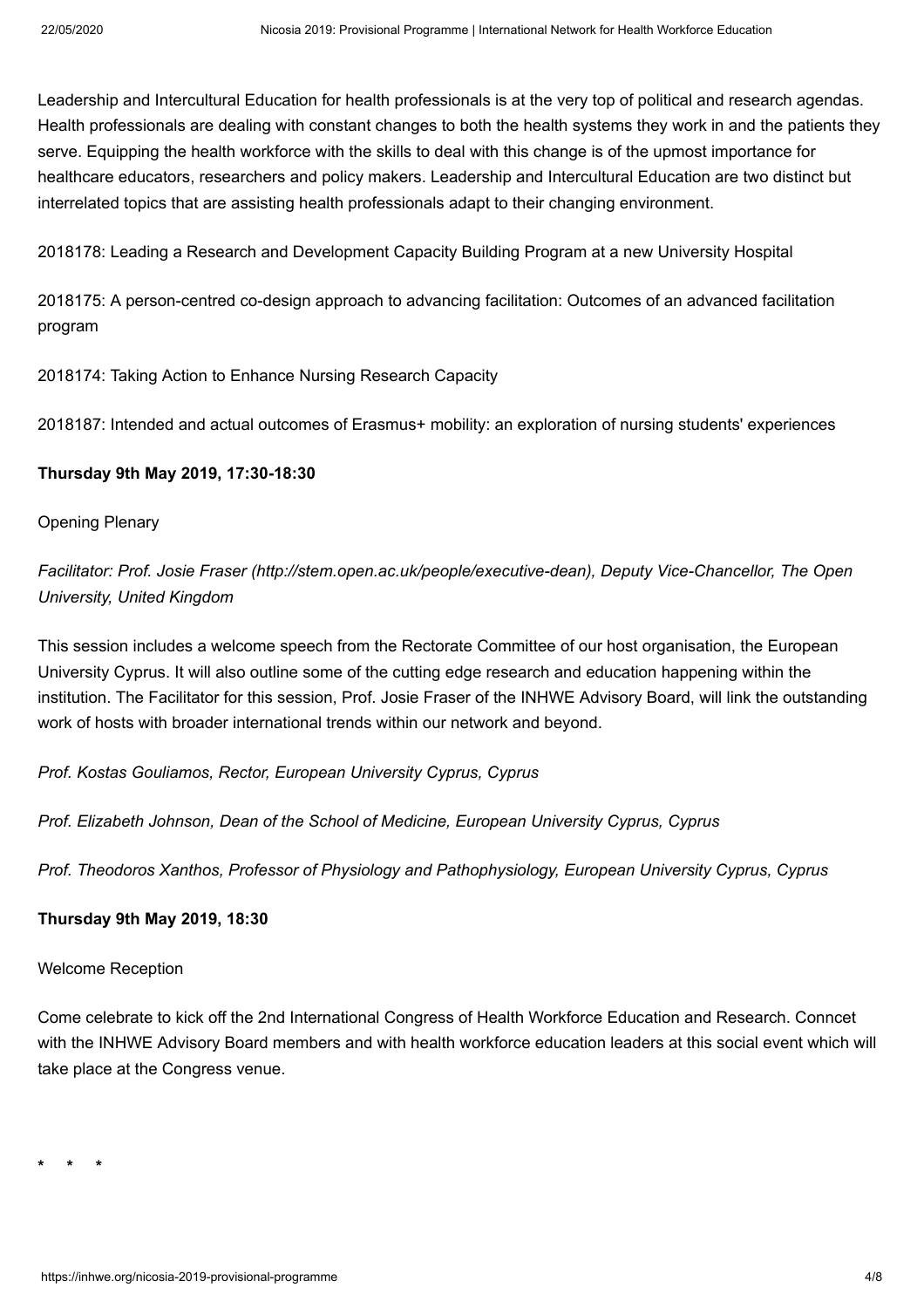Leadership and Intercultural Education for health professionals is at the very top of political and research agendas. Health professionals are dealing with constant changes to both the health systems they work in and the patients they serve. Equipping the health workforce with the skills to deal with this change is of the upmost importance for healthcare educators, researchers and policy makers. Leadership and Intercultural Education are two distinct but interrelated topics that are assisting health professionals adapt to their changing environment.

2018178: Leading a Research and Development Capacity Building Program at a new University Hospital

2018175: A person-centred co-design approach to advancing facilitation: Outcomes of an advanced facilitation program

2018174: Taking Action to Enhance Nursing Research Capacity

2018187: Intended and actual outcomes of Erasmus+ mobility: an exploration of nursing students' experiences

**Thursday 9th May 2019, 17:30-18:30**

Opening Plenary

*Facilitator: Prof. Josie Fraser (http://stem.open.ac.uk/people/executive-dean), Deputy Vice-Chancellor, The Open University, United Kingdom*

This session includes a welcome speech from the Rectorate Committee of our host organisation, the European University Cyprus. It will also outline some of the cutting edge research and education happening within the institution. The Facilitator for this session, Prof. Josie Fraser of the INHWE Advisory Board, will link the outstanding work of hosts with broader international trends within our network and beyond.

*Prof. Kostas Gouliamos, Rector, European University Cyprus, Cyprus*

*Prof. Elizabeth Johnson, Dean of the School of Medicine, European University Cyprus, Cyprus*

*Prof. Theodoros Xanthos, Professor of Physiology and Pathophysiology, European University Cyprus, Cyprus*

**Thursday 9th May 2019, 18:30**

Welcome Reception

Come celebrate to kick off the 2nd International Congress of Health Workforce Education and Research. Conncet with the INHWE Advisory Board members and with health workforce education leaders at this social event which will take place at the Congress venue.

**\*   \*   \***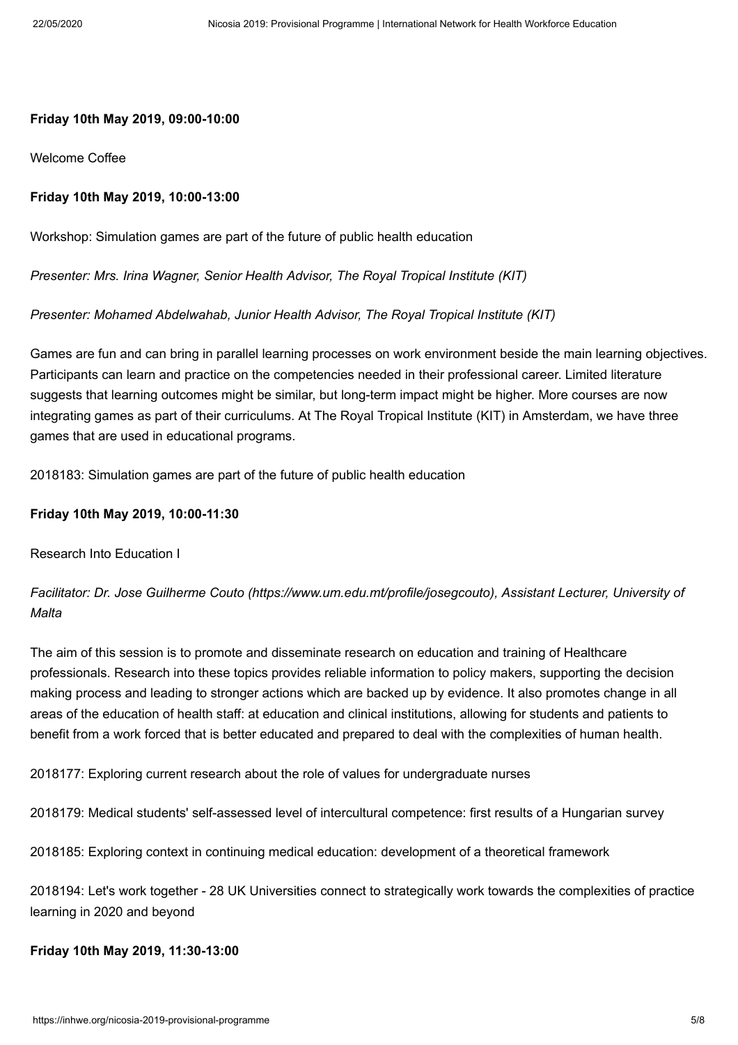**Friday 10th May 2019, 09:00-10:00**

Welcome Coffee

**Friday 10th May 2019, 10:00-13:00**

Workshop: Simulation games are part of the future of public health education

*Presenter: Mrs. Irina Wagner, Senior Health Advisor, The Royal Tropical Institute (KIT)*

*Presenter: Mohamed Abdelwahab, Junior Health Advisor, The Royal Tropical Institute (KIT)*

Games are fun and can bring in parallel learning processes on work environment beside the main learning objectives. Participants can learn and practice on the competencies needed in their professional career. Limited literature suggests that learning outcomes might be similar, but long-term impact might be higher. More courses are now integrating games as part of their curriculums. At The Royal Tropical Institute (KIT) in Amsterdam, we have three games that are used in educational programs.

2018183: Simulation games are part of the future of public health education

**Friday 10th May 2019, 10:00-11:30**

Research Into Education I

*Facilitator: Dr. Jose Guilherme Couto (https://www.um.edu.mt/profile/josegcouto), Assistant Lecturer, University of Malta*

The aim of this session is to promote and disseminate research on education and training of Healthcare professionals. Research into these topics provides reliable information to policy makers, supporting the decision making process and leading to stronger actions which are backed up by evidence. It also promotes change in all areas of the education of health staff: at education and clinical institutions, allowing for students and patients to benefit from a work forced that is better educated and prepared to deal with the complexities of human health.

2018177: Exploring current research about the role of values for undergraduate nurses

2018179: Medical students' self-assessed level of intercultural competence: first results of a Hungarian survey

2018185: Exploring context in continuing medical education: development of a theoretical framework

2018194: Let's work together - 28 UK Universities connect to strategically work towards the complexities of practice learning in 2020 and beyond

**Friday 10th May 2019, 11:30-13:00**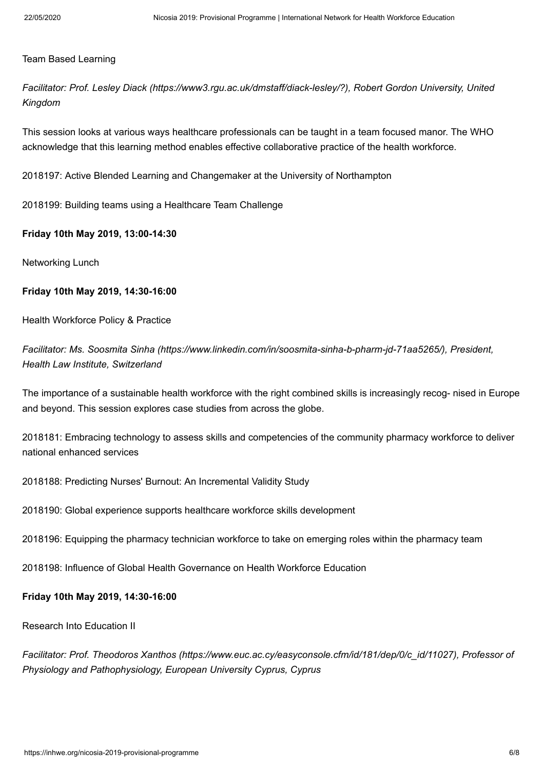Team Based Learning

*Facilitator: Prof. Lesley Diack (https://www3.rgu.ac.uk/dmstaff/diack-lesley/?), Robert Gordon University, United Kingdom*

This session looks at various ways healthcare professionals can be taught in a team focused manor. The WHO acknowledge that this learning method enables effective collaborative practice of the health workforce.

2018197: Active Blended Learning and Changemaker at the University of Northampton

2018199: Building teams using a Healthcare Team Challenge

**Friday 10th May 2019, 13:00-14:30**

Networking Lunch

**Friday 10th May 2019, 14:30-16:00**

Health Workforce Policy & Practice

*Facilitator: Ms. Soosmita Sinha (https://www.linkedin.com/in/soosmita-sinha-b-pharm-jd-71aa5265/), President, Health Law Institute, Switzerland*

The importance of a sustainable health workforce with the right combined skills is increasingly recog- nised in Europe and beyond. This session explores case studies from across the globe.

2018181: Embracing technology to assess skills and competencies of the community pharmacy workforce to deliver national enhanced services

2018188: Predicting Nurses' Burnout: An Incremental Validity Study

2018190: Global experience supports healthcare workforce skills development

2018196: Equipping the pharmacy technician workforce to take on emerging roles within the pharmacy team

2018198: Influence of Global Health Governance on Health Workforce Education

**Friday 10th May 2019, 14:30-16:00**

Research Into Education II

*Facilitator: Prof. Theodoros Xanthos (https://www.euc.ac.cy/easyconsole.cfm/id/181/dep/0/c_id/11027), Professor of Physiology and Pathophysiology, European University Cyprus, Cyprus*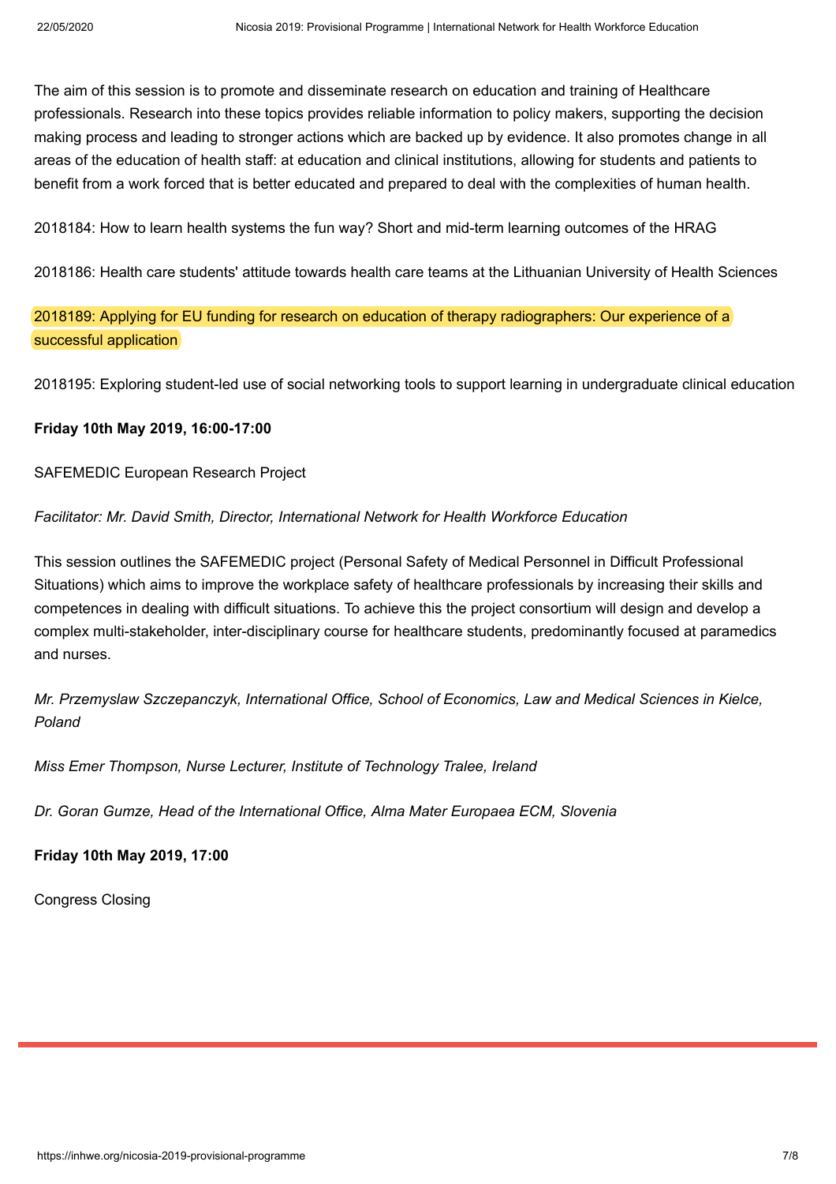The aim of this session is to promote and disseminate research on education and training of Healthcare professionals. Research into these topics provides reliable information to policy makers, supporting the decision making process and leading to stronger actions which are backed up by evidence. It also promotes change in all areas of the education of health staff: at education and clinical institutions, allowing for students and patients to benefit from a work forced that is better educated and prepared to deal with the complexities of human health.

2018184: How to learn health systems the fun way? Short and mid-term learning outcomes of the HRAG

2018186: Health care students' attitude towards health care teams at the Lithuanian University of Health Sciences

2018189: Applying for EU funding for research on education of therapy radiographers: Our experience of a successful application

2018195: Exploring student-led use of social networking tools to support learning in undergraduate clinical education

**Friday 10th May 2019, 16:00-17:00**

SAFEMEDIC European Research Project

*Facilitator: Mr. David Smith, Director, International Network for Health Workforce Education*

This session outlines the SAFEMEDIC project (Personal Safety of Medical Personnel in Difficult Professional Situations) which aims to improve the workplace safety of healthcare professionals by increasing their skills and competences in dealing with difficult situations. To achieve this the project consortium will design and develop a complex multi-stakeholder, inter-disciplinary course for healthcare students, predominantly focused at paramedics and nurses.

*Mr. Przemyslaw Szczepanczyk, International Office, School of Economics, Law and Medical Sciences in Kielce, Poland*

*Miss Emer Thompson, Nurse Lecturer, Institute of Technology Tralee, Ireland*

*Dr. Goran Gumze, Head of the International Office, Alma Mater Europaea ECM, Slovenia*

**Friday 10th May 2019, 17:00**

Congress Closing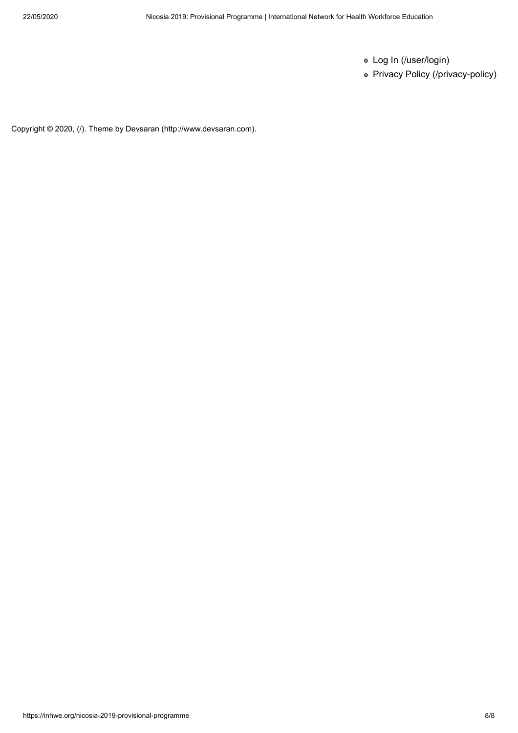- Log In (/user/login)
- Privacy Policy (/privacy-policy)

Copyright © 2020, (/). Theme by Devsaran (http://www.devsaran.com).